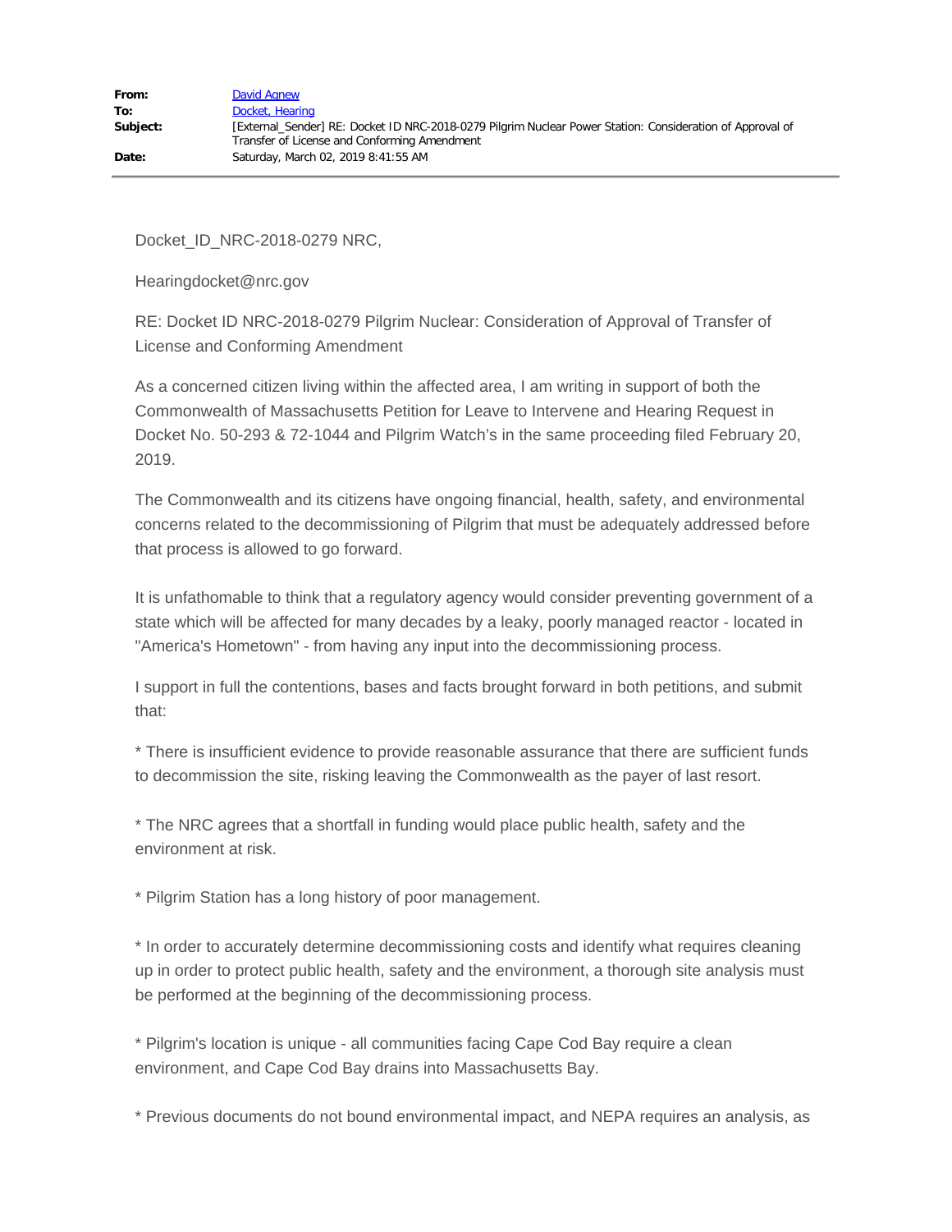| | |
|---|---|
| **From:** | David Agnew |
| **To:** | Docket, Hearing |
| **Subject:** | [External_Sender] RE: Docket ID NRC-2018-0279 Pilgrim Nuclear Power Station: Consideration of Approval of Transfer of License and Conforming Amendment |
| **Date:** | Saturday, March 02, 2019 8:41:55 AM |

Docket_ID_NRC-2018-0279 NRC,

Hearingdocket@nrc.gov

RE: Docket ID NRC-2018-0279 Pilgrim Nuclear: Consideration of Approval of Transfer of License and Conforming Amendment

As a concerned citizen living within the affected area, I am writing in support of both the Commonwealth of Massachusetts Petition for Leave to Intervene and Hearing Request in Docket No. 50-293 & 72-1044 and Pilgrim Watch's in the same proceeding filed February 20, 2019.

The Commonwealth and its citizens have ongoing financial, health, safety, and environmental concerns related to the decommissioning of Pilgrim that must be adequately addressed before that process is allowed to go forward.

It is unfathomable to think that a regulatory agency would consider preventing government of a state which will be affected for many decades by a leaky, poorly managed reactor - located in "America's Hometown" - from having any input into the decommissioning process.

I support in full the contentions, bases and facts brought forward in both petitions, and submit that:

* There is insufficient evidence to provide reasonable assurance that there are sufficient funds to decommission the site, risking leaving the Commonwealth as the payer of last resort.

* The NRC agrees that a shortfall in funding would place public health, safety and the environment at risk.

* Pilgrim Station has a long history of poor management.

* In order to accurately determine decommissioning costs and identify what requires cleaning up in order to protect public health, safety and the environment, a thorough site analysis must be performed at the beginning of the decommissioning process.

* Pilgrim's location is unique - all communities facing Cape Cod Bay require a clean environment, and Cape Cod Bay drains into Massachusetts Bay.

* Previous documents do not bound environmental impact, and NEPA requires an analysis, as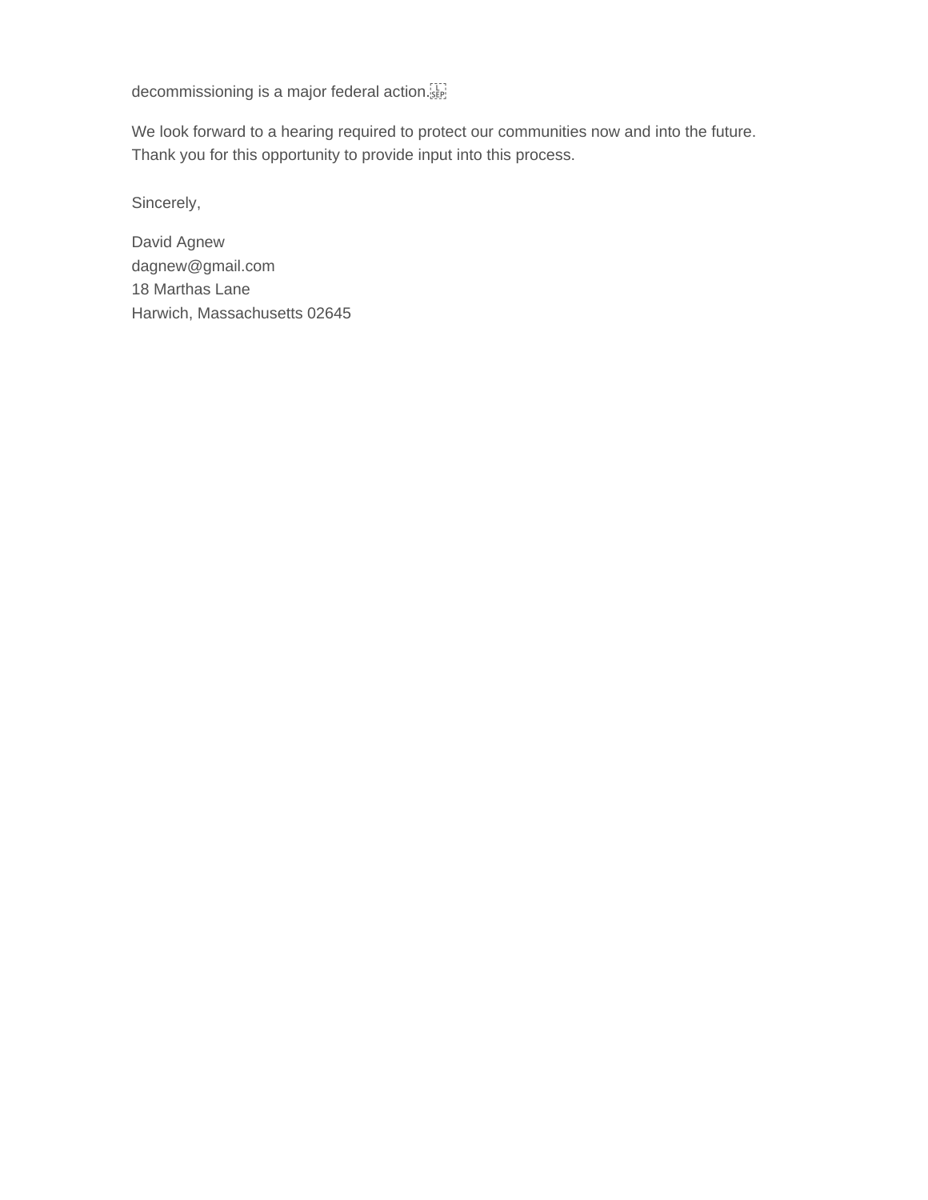decommissioning is a major federal action.

We look forward to a hearing required to protect our communities now and into the future. Thank you for this opportunity to provide input into this process.

Sincerely,

David Agnew
dagnew@gmail.com
18 Marthas Lane
Harwich, Massachusetts 02645